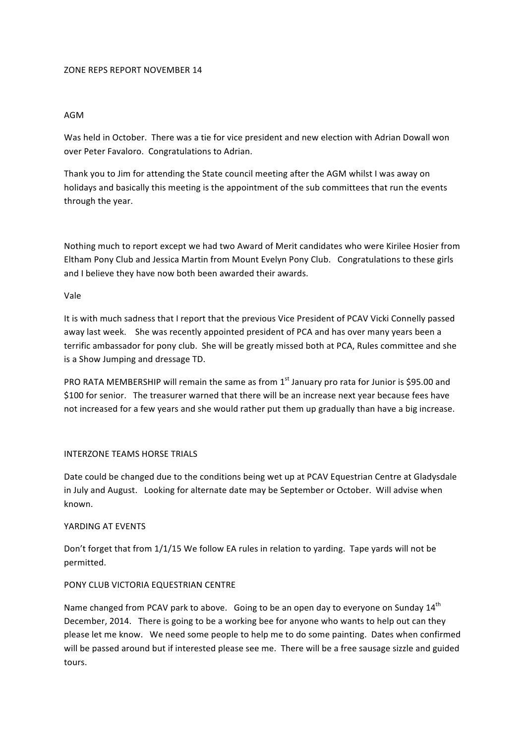# ZONE REPS REPORT NOVEMBER 14

## AGM

Was held in October. There was a tie for vice president and new election with Adrian Dowall won over Peter Favaloro. Congratulations to Adrian.

Thank you to Jim for attending the State council meeting after the AGM whilst I was away on holidays and basically this meeting is the appointment of the sub committees that run the events through the year.

Nothing much to report except we had two Award of Merit candidates who were Kirilee Hosier from Eltham Pony Club and Jessica Martin from Mount Evelyn Pony Club. Congratulations to these girls and I believe they have now both been awarded their awards.

## Vale

It is with much sadness that I report that the previous Vice President of PCAV Vicki Connelly passed away last week. She was recently appointed president of PCA and has over many years been a terrific ambassador for pony club. She will be greatly missed both at PCA, Rules committee and she is a Show Jumping and dressage TD.

PRO RATA MEMBERSHIP will remain the same as from 1st January pro rata for Junior is $95.00 and $100 for senior. The treasurer warned that there will be an increase next year because fees have not increased for a few years and she would rather put them up gradually than have a big increase.

## INTERZONE TEAMS HORSE TRIALS

Date could be changed due to the conditions being wet up at PCAV Equestrian Centre at Gladysdale in July and August. Looking for alternate date may be September or October. Will advise when known.

## YARDING AT EVENTS

Don't forget that from 1/1/15 We follow EA rules in relation to yarding. Tape yards will not be permitted.

## PONY CLUB VICTORIA EQUESTRIAN CENTRE

Name changed from PCAV park to above. Going to be an open day to everyone on Sunday 14th December, 2014. There is going to be a working bee for anyone who wants to help out can they please let me know. We need some people to help me to do some painting. Dates when confirmed will be passed around but if interested please see me. There will be a free sausage sizzle and guided tours.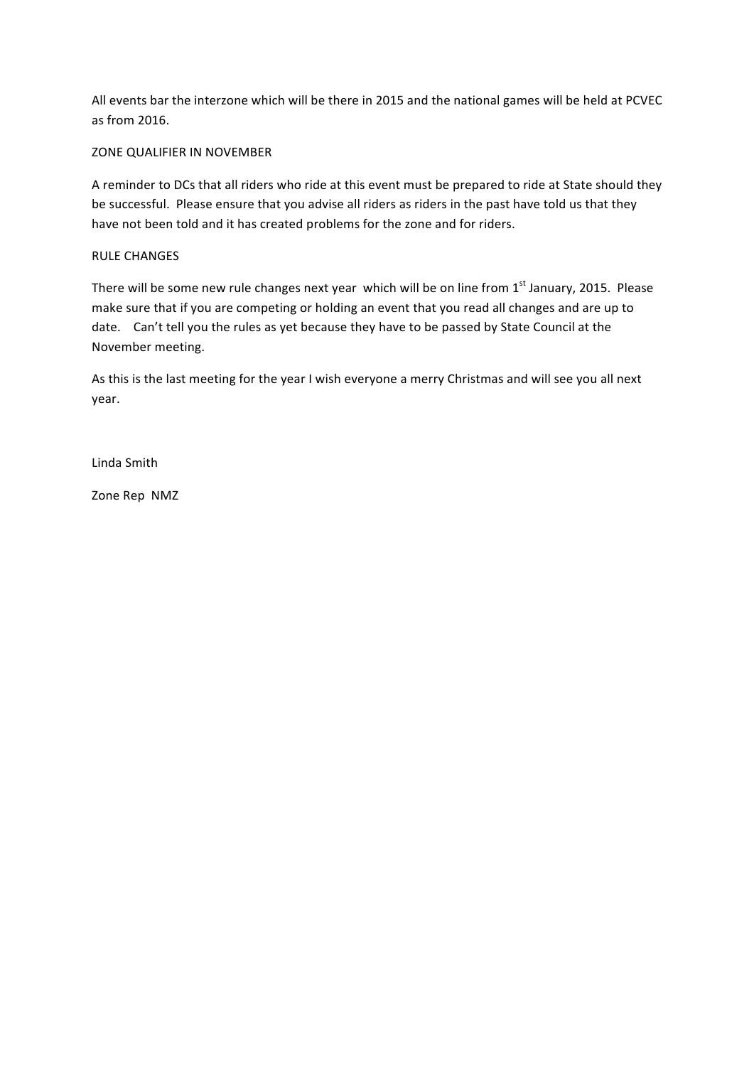All events bar the interzone which will be there in 2015 and the national games will be held at PCVEC as from 2016.

ZONE QUALIFIER IN NOVEMBER

A reminder to DCs that all riders who ride at this event must be prepared to ride at State should they be successful. Please ensure that you advise all riders as riders in the past have told us that they have not been told and it has created problems for the zone and for riders.

RULE CHANGES

There will be some new rule changes next year which will be on line from 1st January, 2015. Please make sure that if you are competing or holding an event that you read all changes and are up to date. Can't tell you the rules as yet because they have to be passed by State Council at the November meeting.

As this is the last meeting for the year I wish everyone a merry Christmas and will see you all next year.

Linda Smith

Zone Rep NMZ